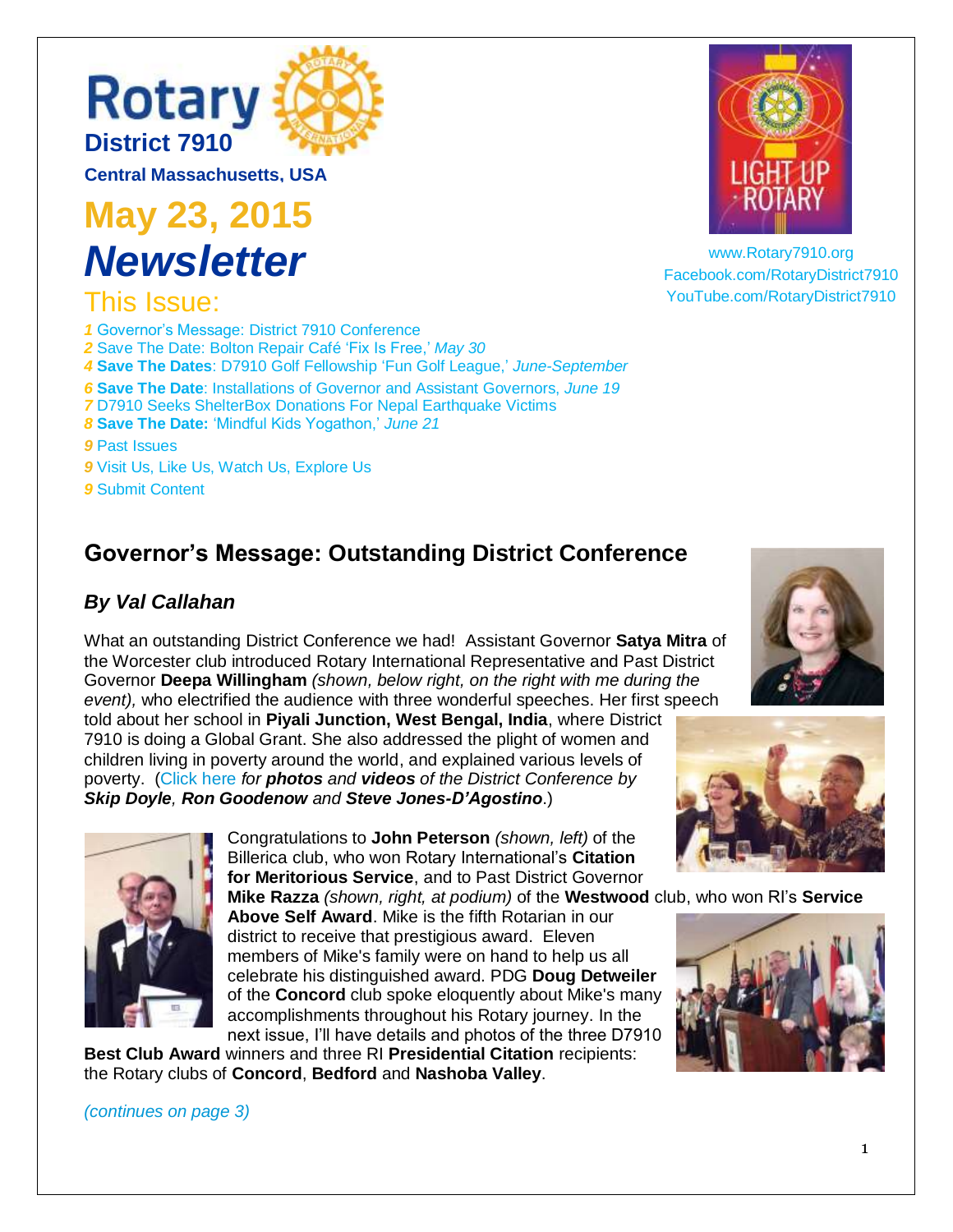# Rotary District 7910

**Central Massachusetts, USA**

# May 23, 2015 *Newsletter*

www.Rotary7910.org
Facebook.com/RotaryDistrict7910
YouTube.com/RotaryDistrict7910

## This Issue:

*1* Governor's Message: District 7910 Conference
*2* Save The Date: Bolton Repair Café 'Fix Is Free,' *May 30*
*4* **Save The Dates**: D7910 Golf Fellowship 'Fun Golf League,' *June-September*
*6* **Save The Date**: Installations of Governor and Assistant Governors, *June 19*
*7* D7910 Seeks ShelterBox Donations For Nepal Earthquake Victims
*8* **Save The Date:** 'Mindful Kids Yogathon,' *June 21*
*9* Past Issues
*9* Visit Us, Like Us, Watch Us, Explore Us
*9* Submit Content

## Governor's Message: Outstanding District Conference

### *By Val Callahan*

What an outstanding District Conference we had! Assistant Governor **Satya Mitra** of the Worcester club introduced Rotary International Representative and Past District Governor **Deepa Willingham** *(shown, below right, on the right with me during the event),* who electrified the audience with three wonderful speeches. Her first speech told about her school in **Piyali Junction, West Bengal, India**, where District 7910 is doing a Global Grant. She also addressed the plight of women and children living in poverty around the world, and explained various levels of poverty. (Click here *for* ***photos*** *and* ***videos*** *of the District Conference by* ***Skip Doyle****,* ***Ron Goodenow*** *and* ***Steve Jones-D'Agostino***.)

Congratulations to **John Peterson** *(shown, left)* of the Billerica club, who won Rotary International's **Citation for Meritorious Service**, and to Past District Governor **Mike Razza** *(shown, right, at podium)* of the **Westwood** club, who won RI's **Service Above Self Award**. Mike is the fifth Rotarian in our district to receive that prestigious award. Eleven members of Mike's family were on hand to help us all celebrate his distinguished award. PDG **Doug Detweiler** of the **Concord** club spoke eloquently about Mike's many accomplishments throughout his Rotary journey. In the next issue, I'll have details and photos of the three D7910 **Best Club Award** winners and three RI **Presidential Citation** recipients: the Rotary clubs of **Concord**, **Bedford** and **Nashoba Valley**.

*(continues on page 3)*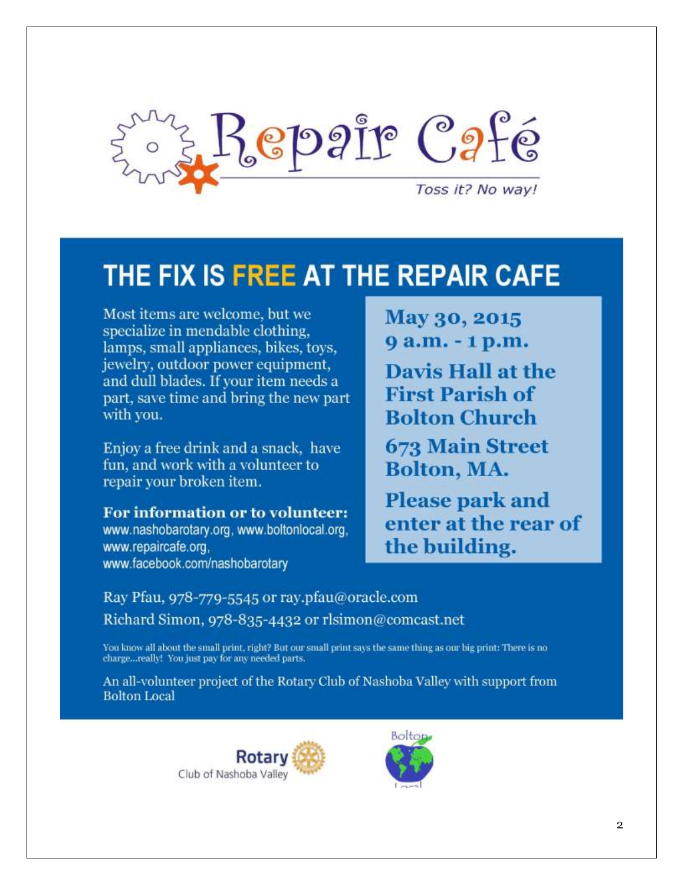# Repair Café

*Toss it? No way!*

## THE FIX IS FREE AT THE REPAIR CAFE

Most items are welcome, but we specialize in mendable clothing, lamps, small appliances, bikes, toys, jewelry, outdoor power equipment, and dull blades. If your item needs a part, save time and bring the new part with you.

Enjoy a free drink and a snack, have fun, and work with a volunteer to repair your broken item.

**For information or to volunteer:**
www.nashobarotary.org, www.boltonlocal.org, www.repaircafe.org, www.facebook.com/nashobarotary

**May 30, 2015**
**9 a.m. - 1 p.m.**

**Davis Hall at the First Parish of Bolton Church**

**673 Main Street**
**Bolton, MA.**

**Please park and enter at the rear of the building.**

Ray Pfau, 978-779-5545 or ray.pfau@oracle.com
Richard Simon, 978-835-4432 or rlsimon@comcast.net

You know all about the small print, right? But our small print says the same thing as our big print: There is no charge...really! You just pay for any needed parts.

An all-volunteer project of the Rotary Club of Nashoba Valley with support from Bolton Local

Rotary Club of Nashoba Valley

Bolton Local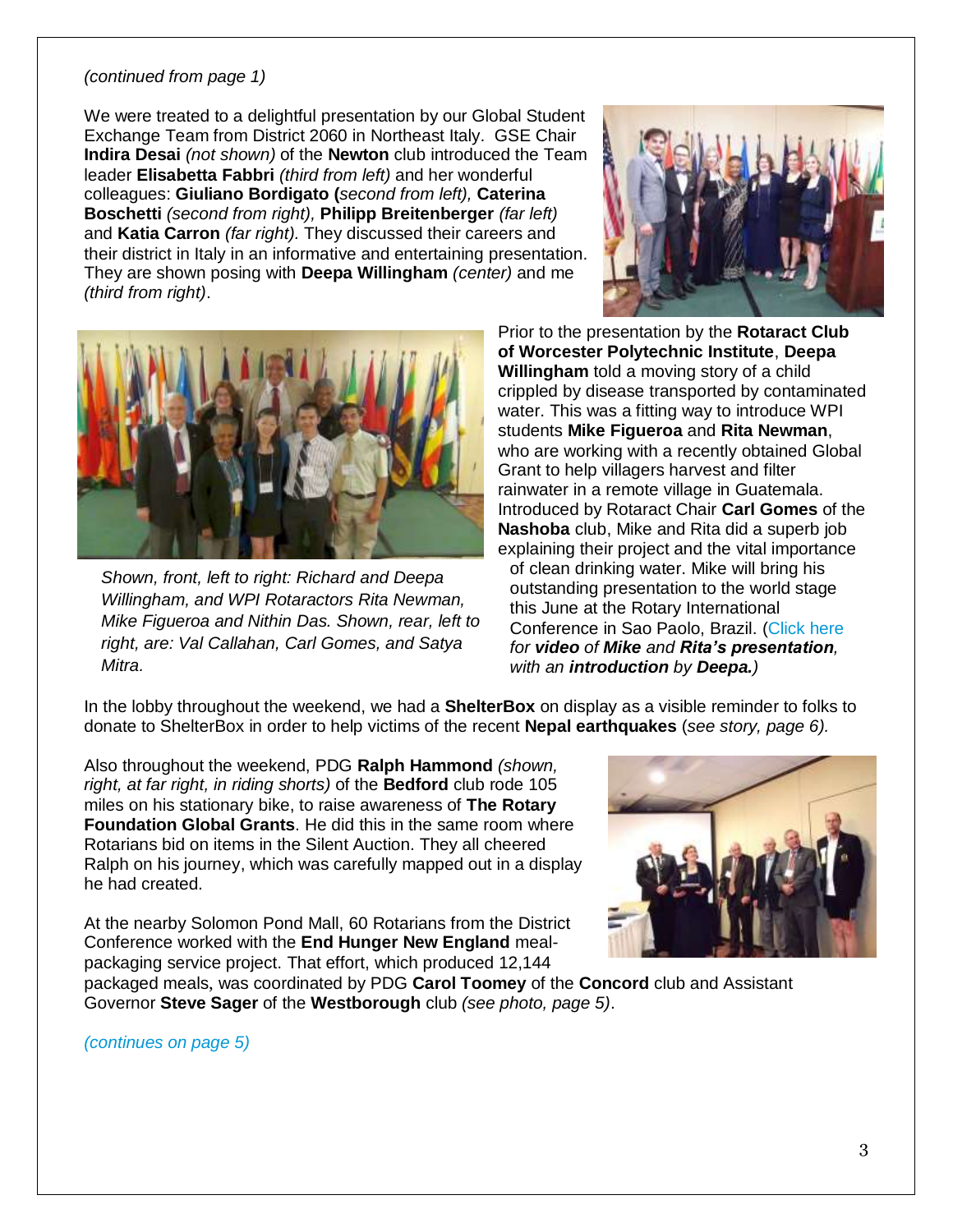*(continued from page 1)*

We were treated to a delightful presentation by our Global Student Exchange Team from District 2060 in Northeast Italy. GSE Chair **Indira Desai** *(not shown)* of the **Newton** club introduced the Team leader **Elisabetta Fabbri** *(third from left)* and her wonderful colleagues: **Giuliano Bordigato (***second from left),* **Caterina Boschetti** *(second from right),* **Philipp Breitenberger** *(far left)* and **Katia Carron** *(far right).* They discussed their careers and their district in Italy in an informative and entertaining presentation. They are shown posing with **Deepa Willingham** *(center)* and me *(third from right)*.

Prior to the presentation by the **Rotaract Club of Worcester Polytechnic Institute**, **Deepa Willingham** told a moving story of a child crippled by disease transported by contaminated water. This was a fitting way to introduce WPI students **Mike Figueroa** and **Rita Newman**, who are working with a recently obtained Global Grant to help villagers harvest and filter rainwater in a remote village in Guatemala. Introduced by Rotaract Chair **Carl Gomes** of the **Nashoba** club, Mike and Rita did a superb job explaining their project and the vital importance of clean drinking water. Mike will bring his outstanding presentation to the world stage this June at the Rotary International Conference in Sao Paolo, Brazil. (Click here *for* ***video*** *of* ***Mike*** *and* ***Rita's presentation****, with an* ***introduction*** *by* ***Deepa.****)*

*Shown, front, left to right: Richard and Deepa Willingham, and WPI Rotaractors Rita Newman, Mike Figueroa and Nithin Das. Shown, rear, left to right, are: Val Callahan, Carl Gomes, and Satya Mitra.*

In the lobby throughout the weekend, we had a **ShelterBox** on display as a visible reminder to folks to donate to ShelterBox in order to help victims of the recent **Nepal earthquakes** (*see story, page 6).*

Also throughout the weekend, PDG **Ralph Hammond** *(shown, right, at far right, in riding shorts)* of the **Bedford** club rode 105 miles on his stationary bike, to raise awareness of **The Rotary Foundation Global Grants**. He did this in the same room where Rotarians bid on items in the Silent Auction. They all cheered Ralph on his journey, which was carefully mapped out in a display he had created.

At the nearby Solomon Pond Mall, 60 Rotarians from the District Conference worked with the **End Hunger New England** meal-packaging service project. That effort, which produced 12,144 packaged meals, was coordinated by PDG **Carol Toomey** of the **Concord** club and Assistant Governor **Steve Sager** of the **Westborough** club *(see photo, page 5)*.

*(continues on page 5)*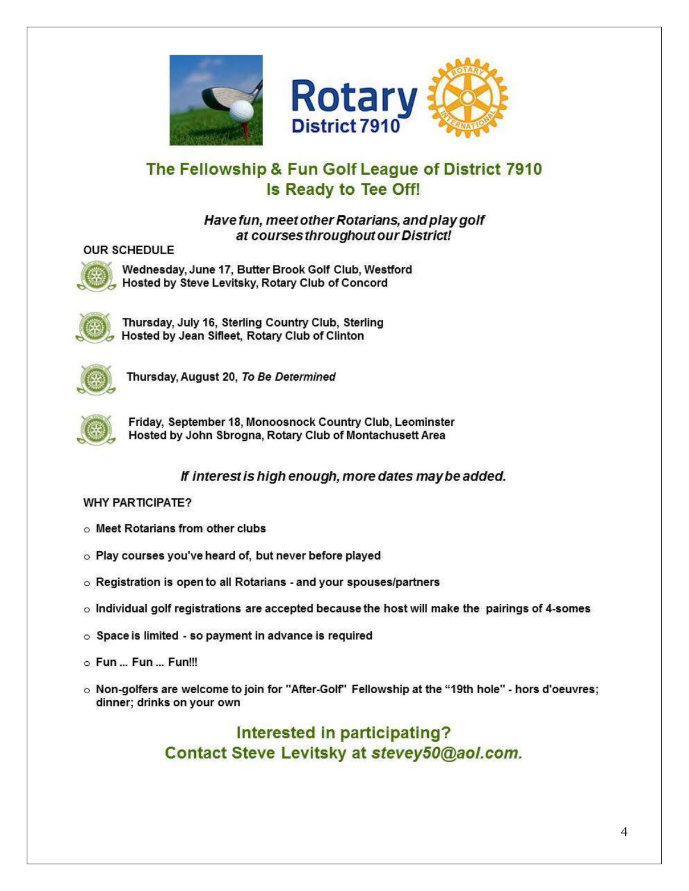Rotary District 7910

# The Fellowship & Fun Golf League of District 7910 Is Ready to Tee Off!

***Have fun, meet other Rotarians, and play golf at courses throughout our District!***

**OUR SCHEDULE**

- **Wednesday, June 17, Butter Brook Golf Club, Westford**
  **Hosted by Steve Levitsky, Rotary Club of Concord**

- **Thursday, July 16, Sterling Country Club, Sterling**
  **Hosted by Jean Sifleet, Rotary Club of Clinton**

- **Thursday, August 20, *To Be Determined***

- **Friday, September 18, Monoosnock Country Club, Leominster**
  **Hosted by John Sbrogna, Rotary Club of Montachusett Area**

***If interest is high enough, more dates may be added.***

**WHY PARTICIPATE?**

- **Meet Rotarians from other clubs**
- **Play courses you've heard of, but never before played**
- **Registration is open to all Rotarians - and your spouses/partners**
- **Individual golf registrations are accepted because the host will make the pairings of 4-somes**
- **Space is limited - so payment in advance is required**
- **Fun ... Fun ... Fun!!!**
- **Non-golfers are welcome to join for "After-Golf" Fellowship at the "19th hole" - hors d'oeuvres; dinner; drinks on your own**

## Interested in participating? Contact Steve Levitsky at *stevey50@aol.com.*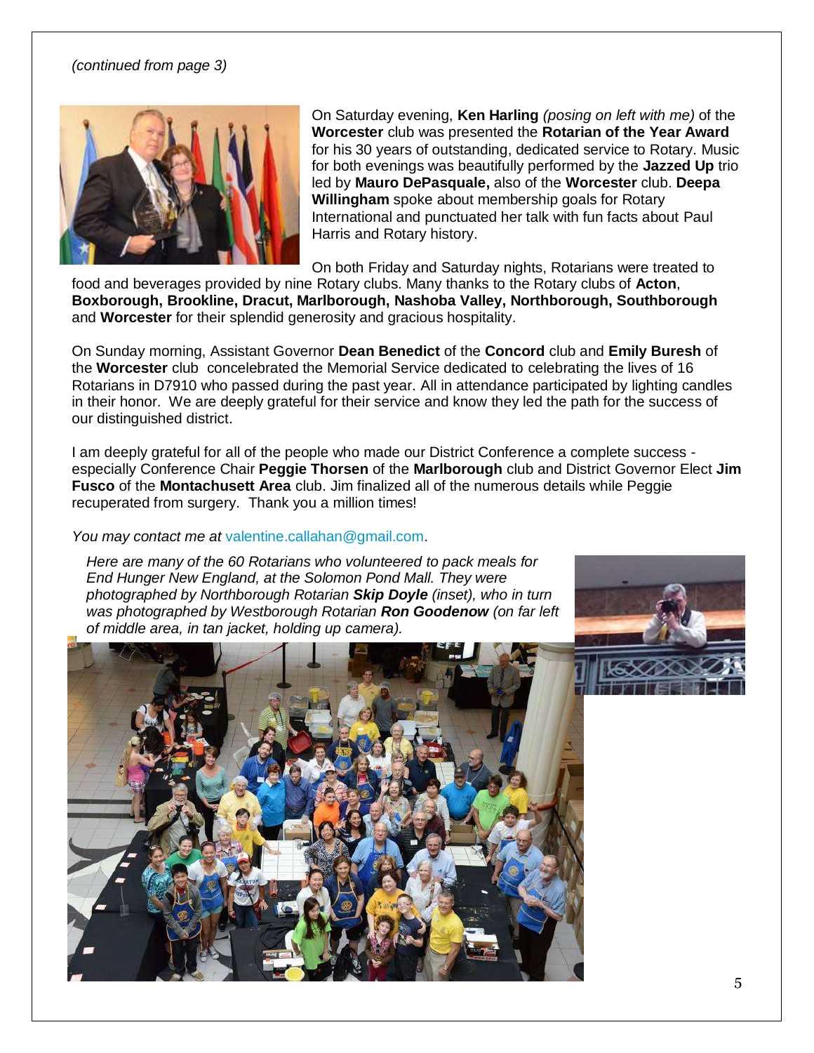*(continued from page 3)*

On Saturday evening, **Ken Harling** *(posing on left with me)* of the **Worcester** club was presented the **Rotarian of the Year Award** for his 30 years of outstanding, dedicated service to Rotary. Music for both evenings was beautifully performed by the **Jazzed Up** trio led by **Mauro DePasquale,** also of the **Worcester** club. **Deepa Willingham** spoke about membership goals for Rotary International and punctuated her talk with fun facts about Paul Harris and Rotary history.

On both Friday and Saturday nights, Rotarians were treated to food and beverages provided by nine Rotary clubs. Many thanks to the Rotary clubs of **Acton**, **Boxborough, Brookline, Dracut, Marlborough, Nashoba Valley, Northborough, Southborough** and **Worcester** for their splendid generosity and gracious hospitality.

On Sunday morning, Assistant Governor **Dean Benedict** of the **Concord** club and **Emily Buresh** of the **Worcester** club concelebrated the Memorial Service dedicated to celebrating the lives of 16 Rotarians in D7910 who passed during the past year. All in attendance participated by lighting candles in their honor. We are deeply grateful for their service and know they led the path for the success of our distinguished district.

I am deeply grateful for all of the people who made our District Conference a complete success - especially Conference Chair **Peggie Thorsen** of the **Marlborough** club and District Governor Elect **Jim Fusco** of the **Montachusett Area** club. Jim finalized all of the numerous details while Peggie recuperated from surgery. Thank you a million times!

*You may contact me at* valentine.callahan@gmail.com.

*Here are many of the 60 Rotarians who volunteered to pack meals for End Hunger New England, at the Solomon Pond Mall. They were photographed by Northborough Rotarian* ***Skip Doyle*** *(inset), who in turn was photographed by Westborough Rotarian* ***Ron Goodenow*** *(on far left of middle area, in tan jacket, holding up camera).*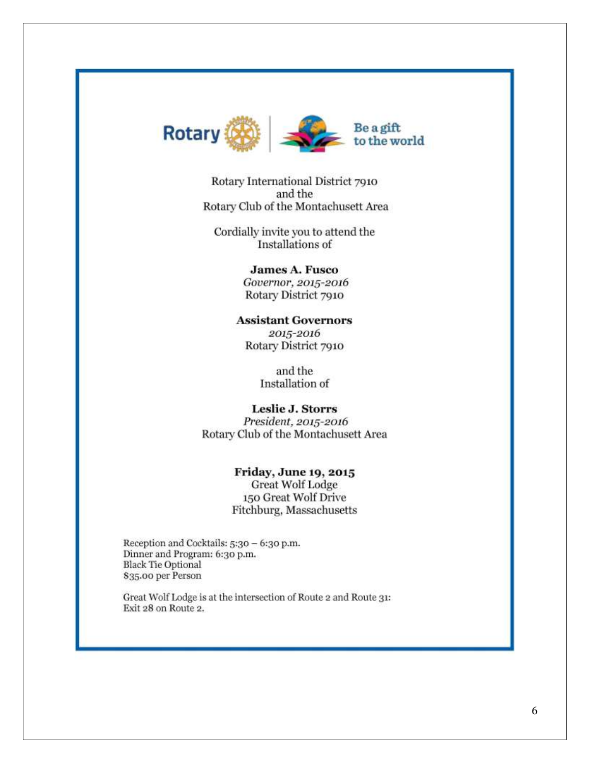Rotary | Be a gift to the world

Rotary International District 7910
and the
Rotary Club of the Montachusett Area

Cordially invite you to attend the
Installations of

**James A. Fusco**
*Governor, 2015-2016*
Rotary District 7910

**Assistant Governors**
*2015-2016*
Rotary District 7910

and the
Installation of

**Leslie J. Storrs**
*President, 2015-2016*
Rotary Club of the Montachusett Area

**Friday, June 19, 2015**
Great Wolf Lodge
150 Great Wolf Drive
Fitchburg, Massachusetts

Reception and Cocktails: 5:30 – 6:30 p.m.
Dinner and Program: 6:30 p.m.
Black Tie Optional
$35.00 per Person

Great Wolf Lodge is at the intersection of Route 2 and Route 31:
Exit 28 on Route 2.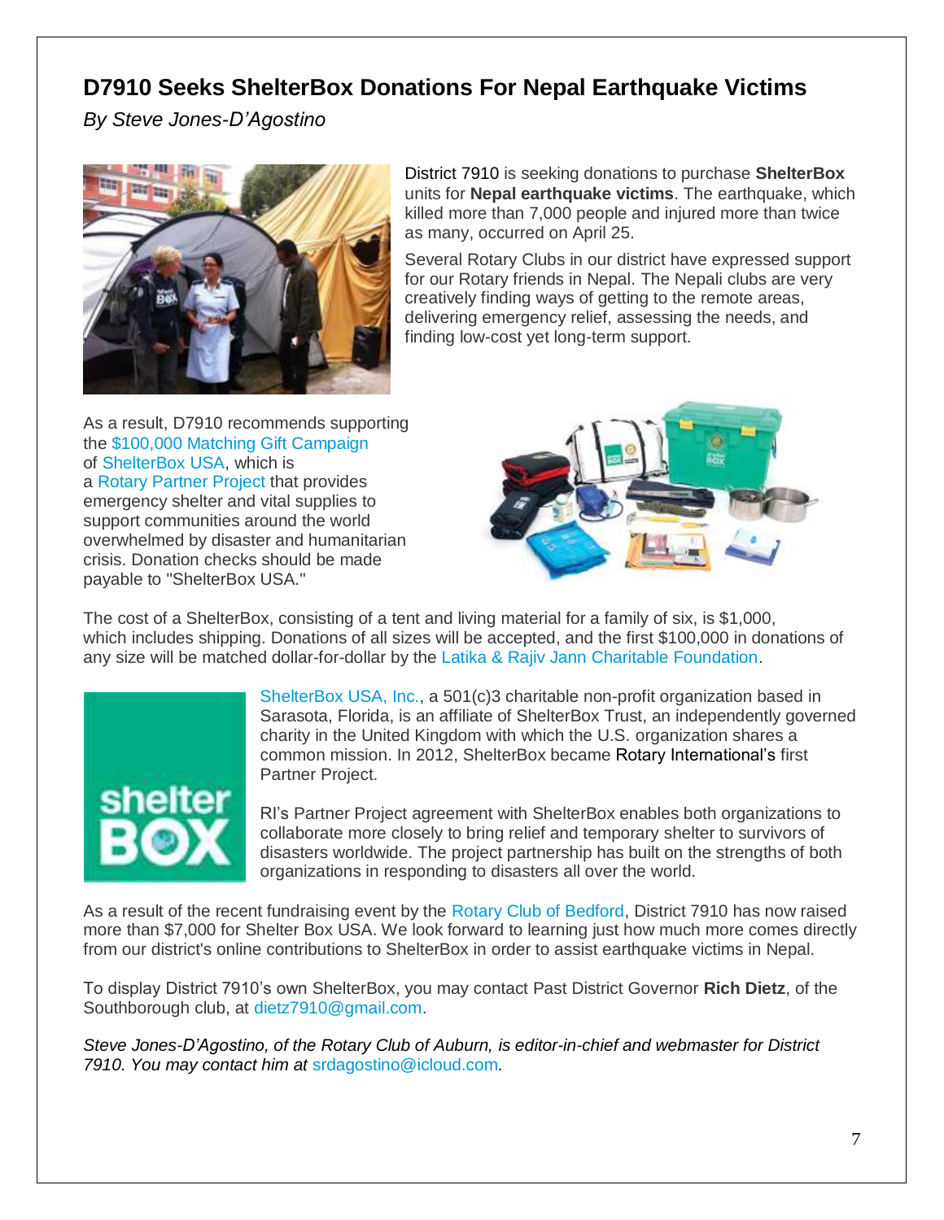## D7910 Seeks ShelterBox Donations For Nepal Earthquake Victims

*By Steve Jones-D'Agostino*

District 7910 is seeking donations to purchase **ShelterBox** units for **Nepal earthquake victims**. The earthquake, which killed more than 7,000 people and injured more than twice as many, occurred on April 25.

Several Rotary Clubs in our district have expressed support for our Rotary friends in Nepal. The Nepali clubs are very creatively finding ways of getting to the remote areas, delivering emergency relief, assessing the needs, and finding low-cost yet long-term support.

As a result, D7910 recommends supporting the $100,000 Matching Gift Campaign of ShelterBox USA, which is a Rotary Partner Project that provides emergency shelter and vital supplies to support communities around the world overwhelmed by disaster and humanitarian crisis. Donation checks should be made payable to "ShelterBox USA."

The cost of a ShelterBox, consisting of a tent and living material for a family of six, is $1,000, which includes shipping. Donations of all sizes will be accepted, and the first $100,000 in donations of any size will be matched dollar-for-dollar by the Latika & Rajiv Jann Charitable Foundation.

ShelterBox USA, Inc., a 501(c)3 charitable non-profit organization based in Sarasota, Florida, is an affiliate of ShelterBox Trust, an independently governed charity in the United Kingdom with which the U.S. organization shares a common mission. In 2012, ShelterBox became Rotary International's first Partner Project.

RI's Partner Project agreement with ShelterBox enables both organizations to collaborate more closely to bring relief and temporary shelter to survivors of disasters worldwide. The project partnership has built on the strengths of both organizations in responding to disasters all over the world.

As a result of the recent fundraising event by the Rotary Club of Bedford, District 7910 has now raised more than $7,000 for Shelter Box USA. We look forward to learning just how much more comes directly from our district's online contributions to ShelterBox in order to assist earthquake victims in Nepal.

To display District 7910's own ShelterBox, you may contact Past District Governor **Rich Dietz**, of the Southborough club, at dietz7910@gmail.com.

*Steve Jones-D'Agostino, of the Rotary Club of Auburn, is editor-in-chief and webmaster for District 7910. You may contact him at* srdagostino@icloud.com*.*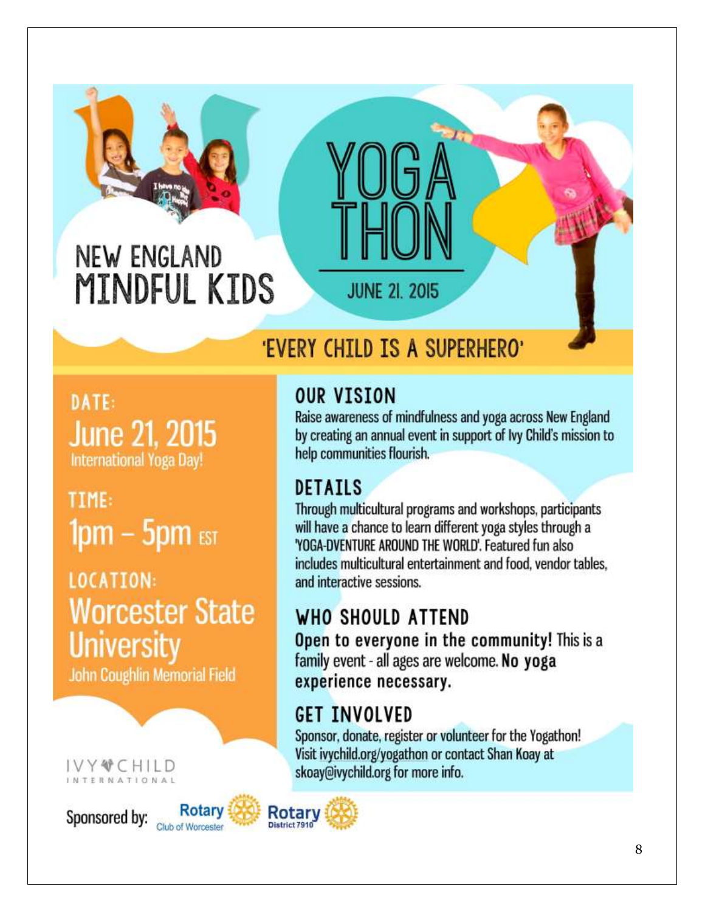# NEW ENGLAND MINDFUL KIDS

# YOGA THON

JUNE 21. 2015

## 'EVERY CHILD IS A SUPERHERO'

**DATE:**
June 21, 2015
International Yoga Day!

**TIME:**
1pm – 5pm EST

**LOCATION:**
Worcester State University
John Coughlin Memorial Field

## OUR VISION

Raise awareness of mindfulness and yoga across New England by creating an annual event in support of Ivy Child's mission to help communities flourish.

## DETAILS

Through multicultural programs and workshops, participants will have a chance to learn different yoga styles through a 'YOGA-DVENTURE AROUND THE WORLD'. Featured fun also includes multicultural entertainment and food, vendor tables, and interactive sessions.

## WHO SHOULD ATTEND

**Open to everyone in the community!** This is a family event - all ages are welcome. **No yoga experience necessary.**

## GET INVOLVED

Sponsor, donate, register or volunteer for the Yogathon! Visit ivychild.org/yogathon or contact Shan Koay at skoay@ivychild.org for more info.

IVY CHILD INTERNATIONAL

Sponsored by: Rotary Club of Worcester, Rotary District 7910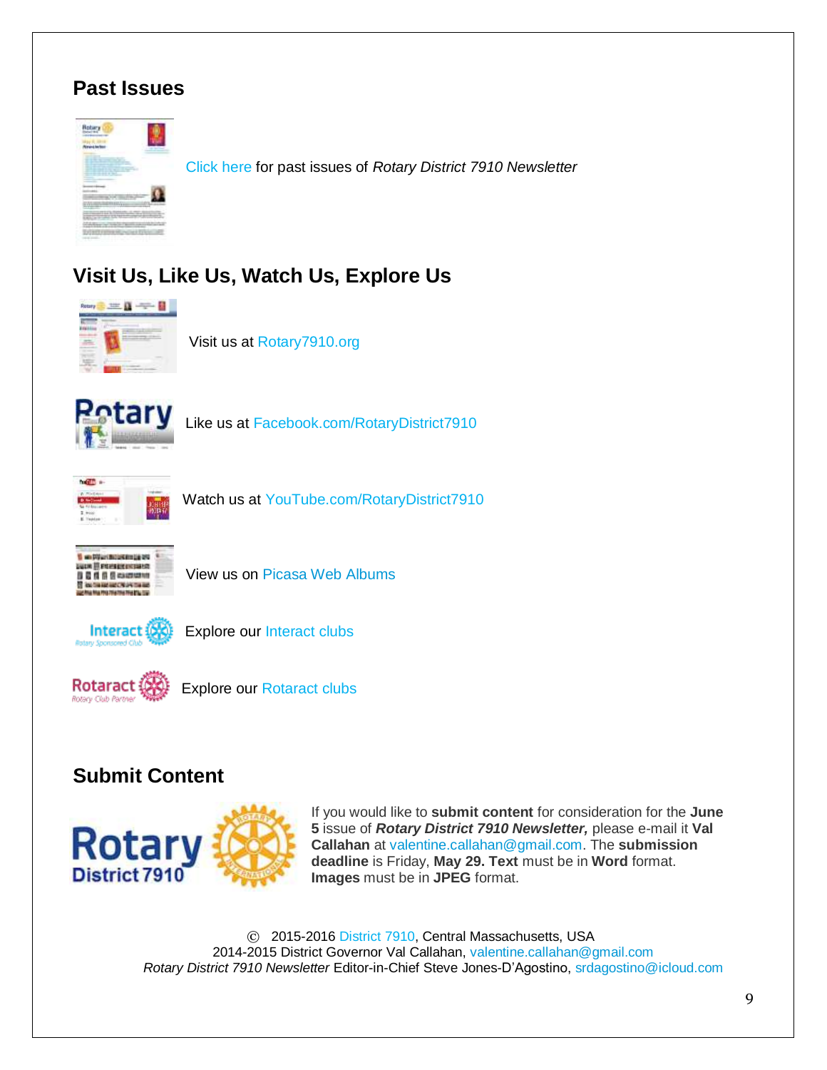## Past Issues

Click here for past issues of *Rotary District 7910 Newsletter*

## Visit Us, Like Us, Watch Us, Explore Us

Visit us at Rotary7910.org

Like us at Facebook.com/RotaryDistrict7910

Watch us at YouTube.com/RotaryDistrict7910

View us on Picasa Web Albums

Explore our Interact clubs

Explore our Rotaract clubs

## Submit Content

If you would like to **submit content** for consideration for the **June 5** issue of ***Rotary District 7910 Newsletter,*** please e-mail it **Val Callahan** at valentine.callahan@gmail.com. The **submission deadline** is Friday, **May 29. Text** must be in **Word** format. **Images** must be in **JPEG** format.

© 2015-2016 District 7910, Central Massachusetts, USA
2014-2015 District Governor Val Callahan, valentine.callahan@gmail.com
*Rotary District 7910 Newsletter* Editor-in-Chief Steve Jones-D'Agostino, srdagostino@icloud.com